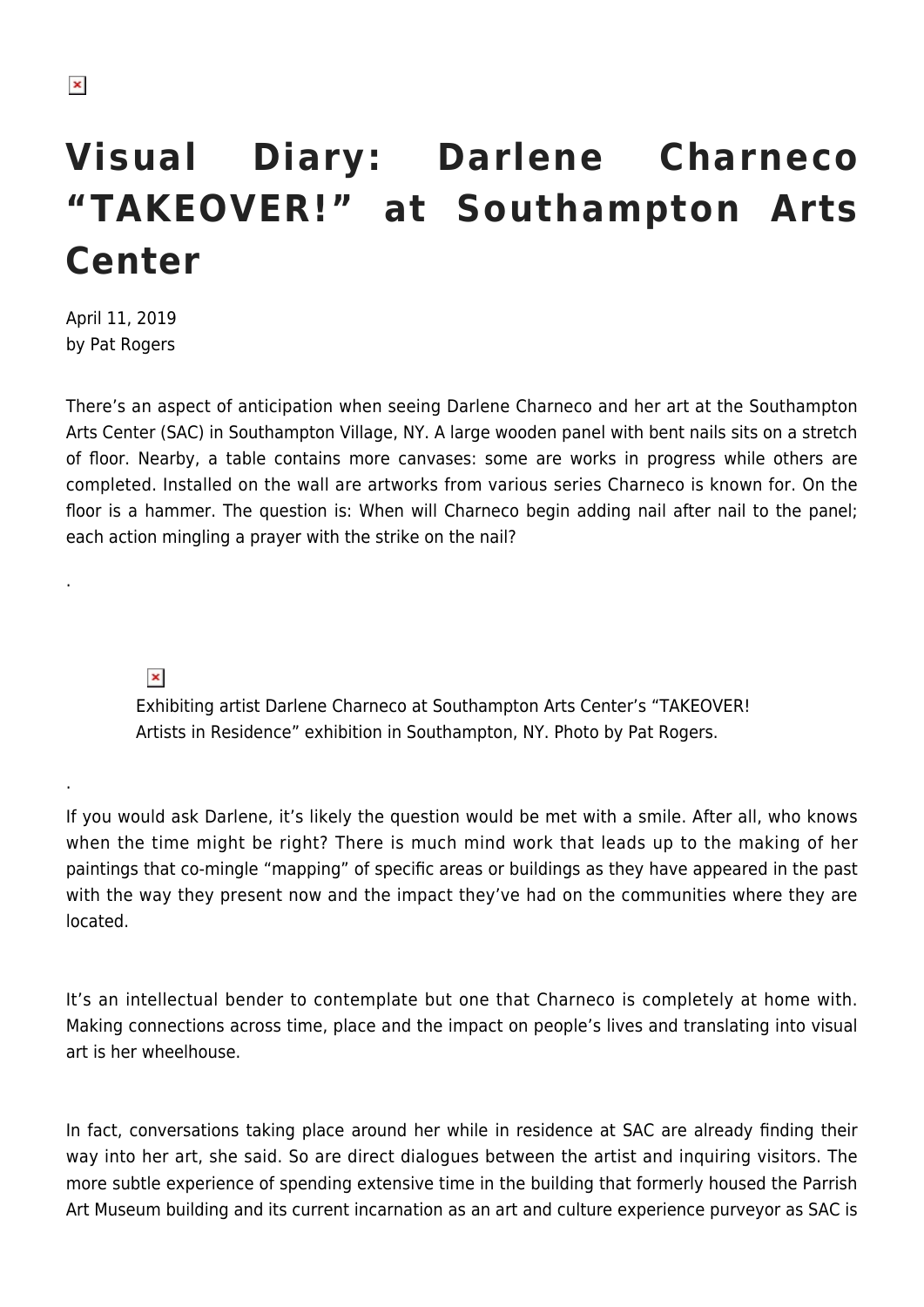# Visual Diary: Darlene Charneco "TAKEOVER!" at Southampton Arts Center

April 11, 2019
by Pat Rogers

There's an aspect of anticipation when seeing Darlene Charneco and her art at the Southampton Arts Center (SAC) in Southampton Village, NY. A large wooden panel with bent nails sits on a stretch of floor. Nearby, a table contains more canvases: some are works in progress while others are completed. Installed on the wall are artworks from various series Charneco is known for. On the floor is a hammer. The question is: When will Charneco begin adding nail after nail to the panel; each action mingling a prayer with the strike on the nail?

.

Exhibiting artist Darlene Charneco at Southampton Arts Center's "TAKEOVER! Artists in Residence" exhibition in Southampton, NY. Photo by Pat Rogers.

.

If you would ask Darlene, it's likely the question would be met with a smile. After all, who knows when the time might be right? There is much mind work that leads up to the making of her paintings that co-mingle "mapping" of specific areas or buildings as they have appeared in the past with the way they present now and the impact they've had on the communities where they are located.

It's an intellectual bender to contemplate but one that Charneco is completely at home with. Making connections across time, place and the impact on people's lives and translating into visual art is her wheelhouse.

In fact, conversations taking place around her while in residence at SAC are already finding their way into her art, she said. So are direct dialogues between the artist and inquiring visitors. The more subtle experience of spending extensive time in the building that formerly housed the Parrish Art Museum building and its current incarnation as an art and culture experience purveyor as SAC is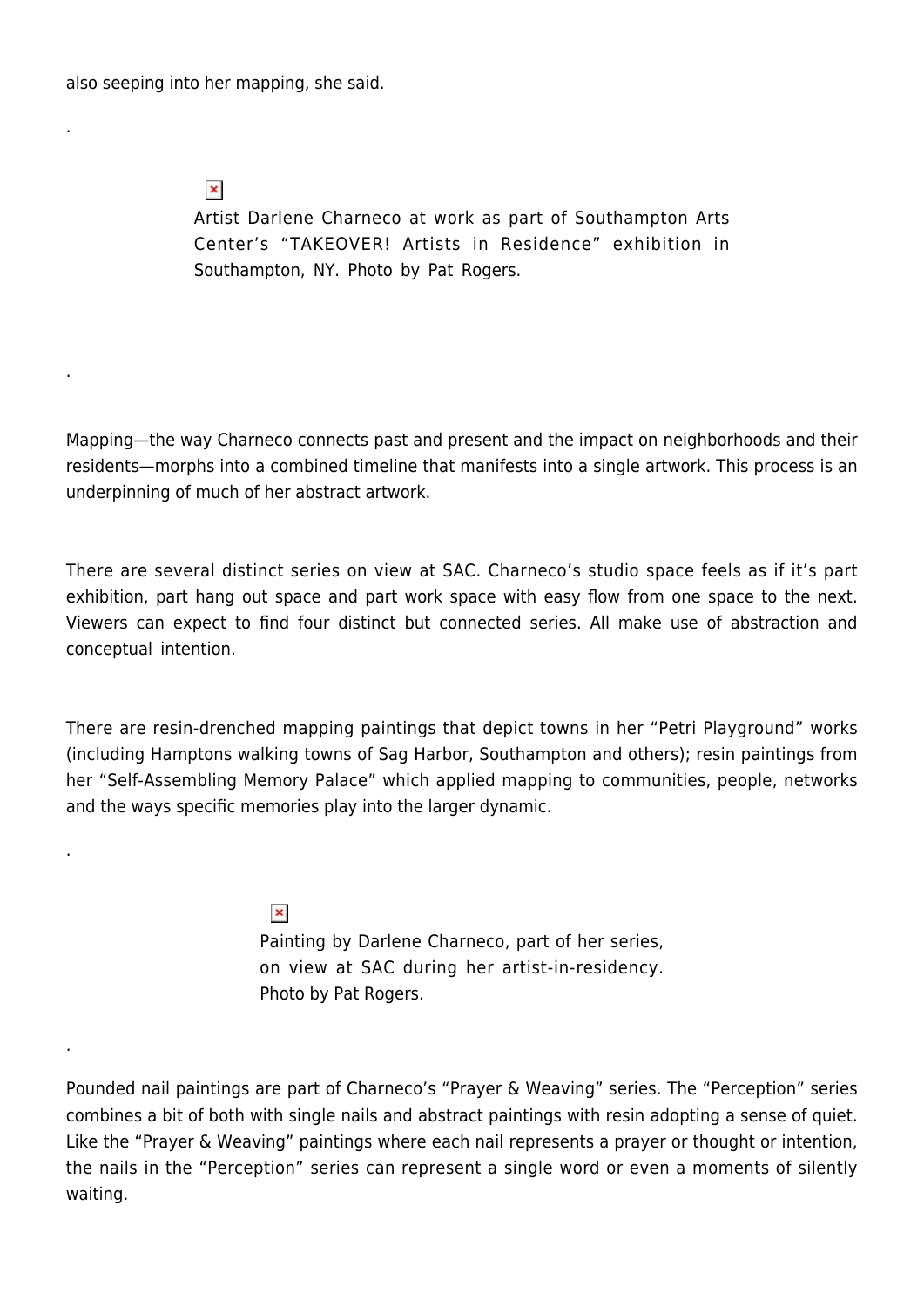also seeping into her mapping, she said.

.

Artist Darlene Charneco at work as part of Southampton Arts Center's "TAKEOVER! Artists in Residence" exhibition in Southampton, NY. Photo by Pat Rogers.

.

Mapping—the way Charneco connects past and present and the impact on neighborhoods and their residents—morphs into a combined timeline that manifests into a single artwork. This process is an underpinning of much of her abstract artwork.

There are several distinct series on view at SAC. Charneco's studio space feels as if it's part exhibition, part hang out space and part work space with easy flow from one space to the next. Viewers can expect to find four distinct but connected series. All make use of abstraction and conceptual intention.

There are resin-drenched mapping paintings that depict towns in her "Petri Playground" works (including Hamptons walking towns of Sag Harbor, Southampton and others); resin paintings from her "Self-Assembling Memory Palace" which applied mapping to communities, people, networks and the ways specific memories play into the larger dynamic.

.

Painting by Darlene Charneco, part of her series, on view at SAC during her artist-in-residency. Photo by Pat Rogers.

.

Pounded nail paintings are part of Charneco's "Prayer & Weaving" series. The "Perception" series combines a bit of both with single nails and abstract paintings with resin adopting a sense of quiet. Like the "Prayer & Weaving" paintings where each nail represents a prayer or thought or intention, the nails in the "Perception" series can represent a single word or even a moments of silently waiting.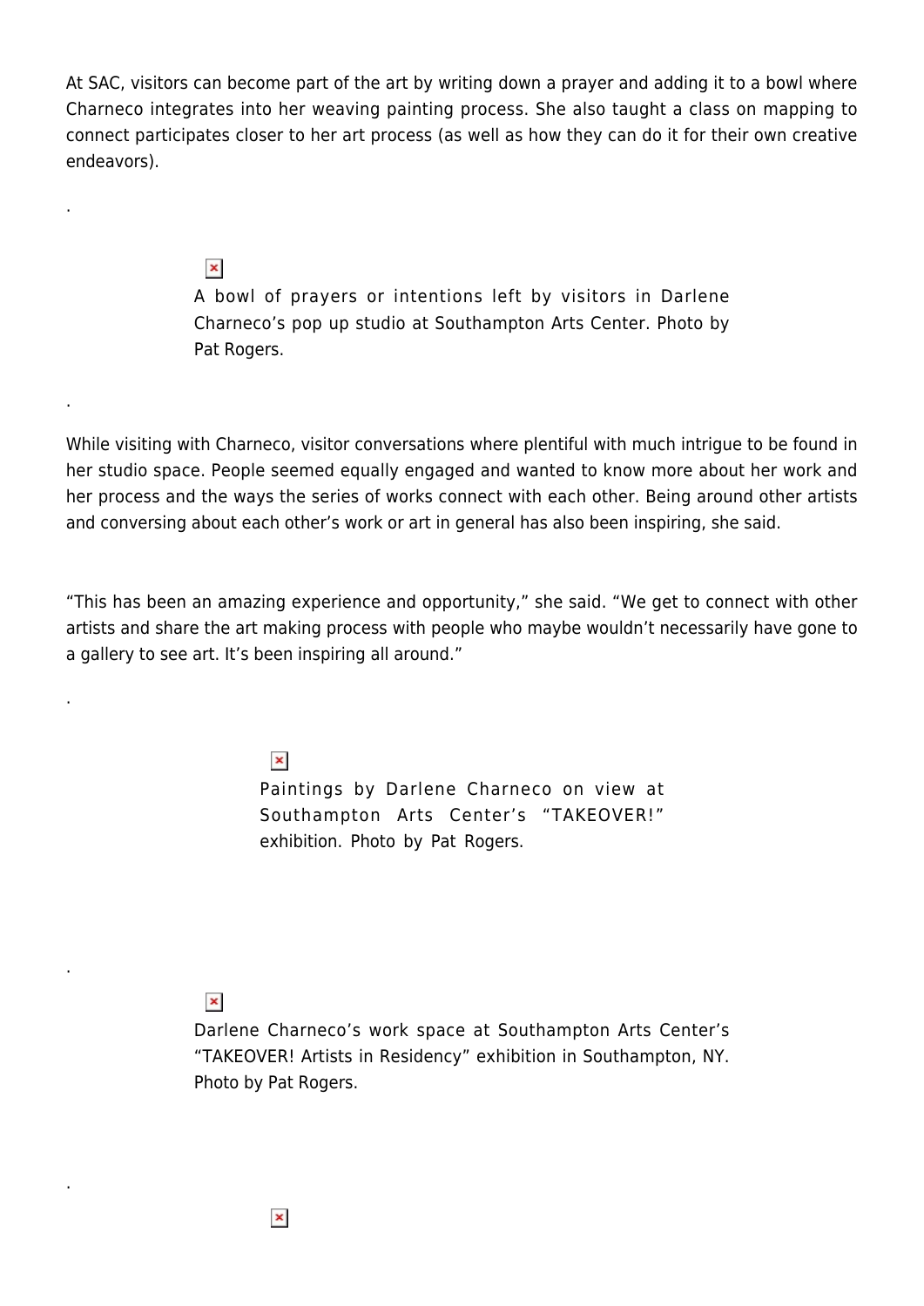At SAC, visitors can become part of the art by writing down a prayer and adding it to a bowl where Charneco integrates into her weaving painting process. She also taught a class on mapping to connect participates closer to her art process (as well as how they can do it for their own creative endeavors).

.

A bowl of prayers or intentions left by visitors in Darlene Charneco's pop up studio at Southampton Arts Center. Photo by Pat Rogers.

.

While visiting with Charneco, visitor conversations where plentiful with much intrigue to be found in her studio space. People seemed equally engaged and wanted to know more about her work and her process and the ways the series of works connect with each other. Being around other artists and conversing about each other's work or art in general has also been inspiring, she said.

"This has been an amazing experience and opportunity," she said. "We get to connect with other artists and share the art making process with people who maybe wouldn't necessarily have gone to a gallery to see art. It's been inspiring all around."

.

Paintings by Darlene Charneco on view at Southampton Arts Center's "TAKEOVER!" exhibition. Photo by Pat Rogers.

.

Darlene Charneco's work space at Southampton Arts Center's "TAKEOVER! Artists in Residency" exhibition in Southampton, NY. Photo by Pat Rogers.

.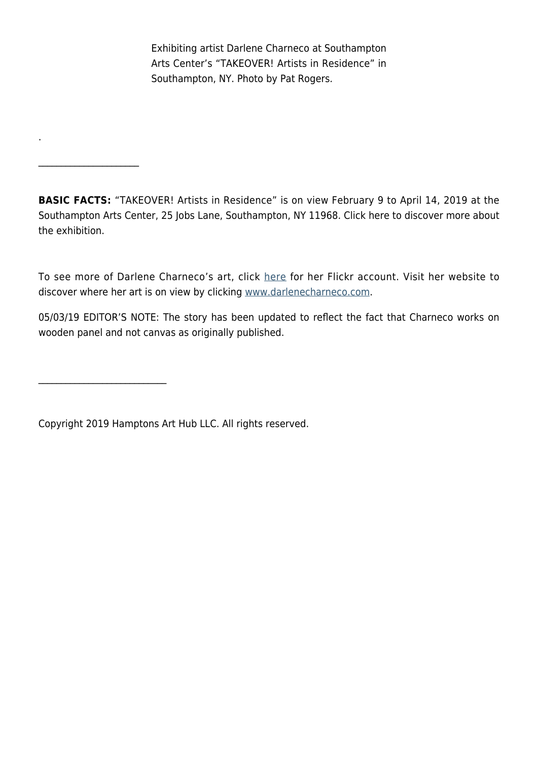Exhibiting artist Darlene Charneco at Southampton Arts Center's "TAKEOVER! Artists in Residence" in Southampton, NY. Photo by Pat Rogers.

.

\_\_\_\_\_\_\_\_\_\_\_\_\_\_\_\_\_\_\_\_\_\_

**BASIC FACTS:** "TAKEOVER! Artists in Residence" is on view February 9 to April 14, 2019 at the Southampton Arts Center, 25 Jobs Lane, Southampton, NY 11968. Click here to discover more about the exhibition.

To see more of Darlene Charneco's art, click here for her Flickr account. Visit her website to discover where her art is on view by clicking www.darlenecharneco.com.

05/03/19 EDITOR'S NOTE: The story has been updated to reflect the fact that Charneco works on wooden panel and not canvas as originally published.

\_\_\_\_\_\_\_\_\_\_\_\_\_\_\_\_\_\_\_\_\_\_\_\_\_\_\_\_

Copyright 2019 Hamptons Art Hub LLC. All rights reserved.